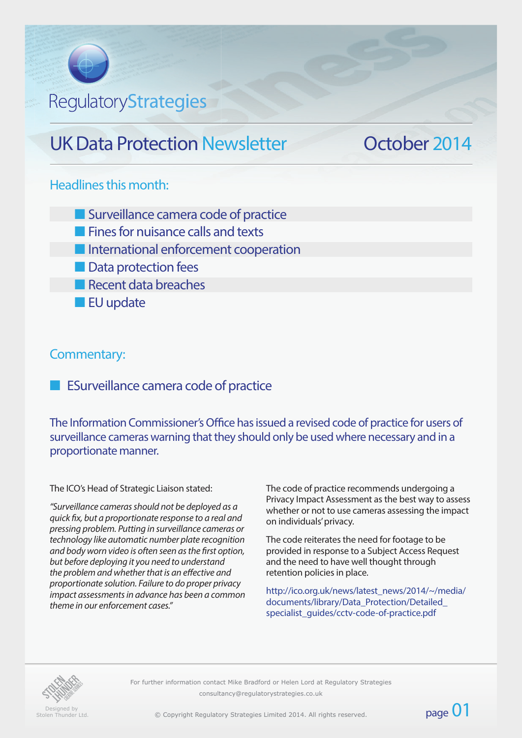# RegulatoryStrategies

## UK Data Protection Newsletter — October 2014

### Headlines this month:

- Surveillance camera code of practice
- Fines for nuisance calls and texts
- International enforcement cooperation
- Data protection fees
- Recent data breaches
- EU update

### Commentary:

#### ESurveillance camera code of practice

The Information Commissioner's Office has issued a revised code of practice for users of surveillance cameras warning that they should only be used where necessary and in a proportionate manner.

The ICO's Head of Strategic Liaison stated:

*"Surveillance cameras should not be deployed as a quick fix, but a proportionate response to a real and pressing problem. Putting in surveillance cameras or technology like automatic number plate recognition and body worn video is often seen as the first option, but before deploying it you need to understand the problem and whether that is an effective and proportionate solution. Failure to do proper privacy impact assessments in advance has been a common theme in our enforcement cases."*

The code of practice recommends undergoing a Privacy Impact Assessment as the best way to assess whether or not to use cameras assessing the impact on individuals' privacy.

The code reiterates the need for footage to be provided in response to a Subject Access Request and the need to have well thought through retention policies in place.

http://ico.org.uk/news/latest_news/2014/~/media/documents/library/Data_Protection/Detailed_specialist_guides/cctv-code-of-practice.pdf

Designed by Stolen Thunder Ltd.

For further information contact Mike Bradford or Helen Lord at Regulatory Strategies
consultancy@regulatorystrategies.co.uk

© Copyright Regulatory Strategies Limited 2014. All rights reserved.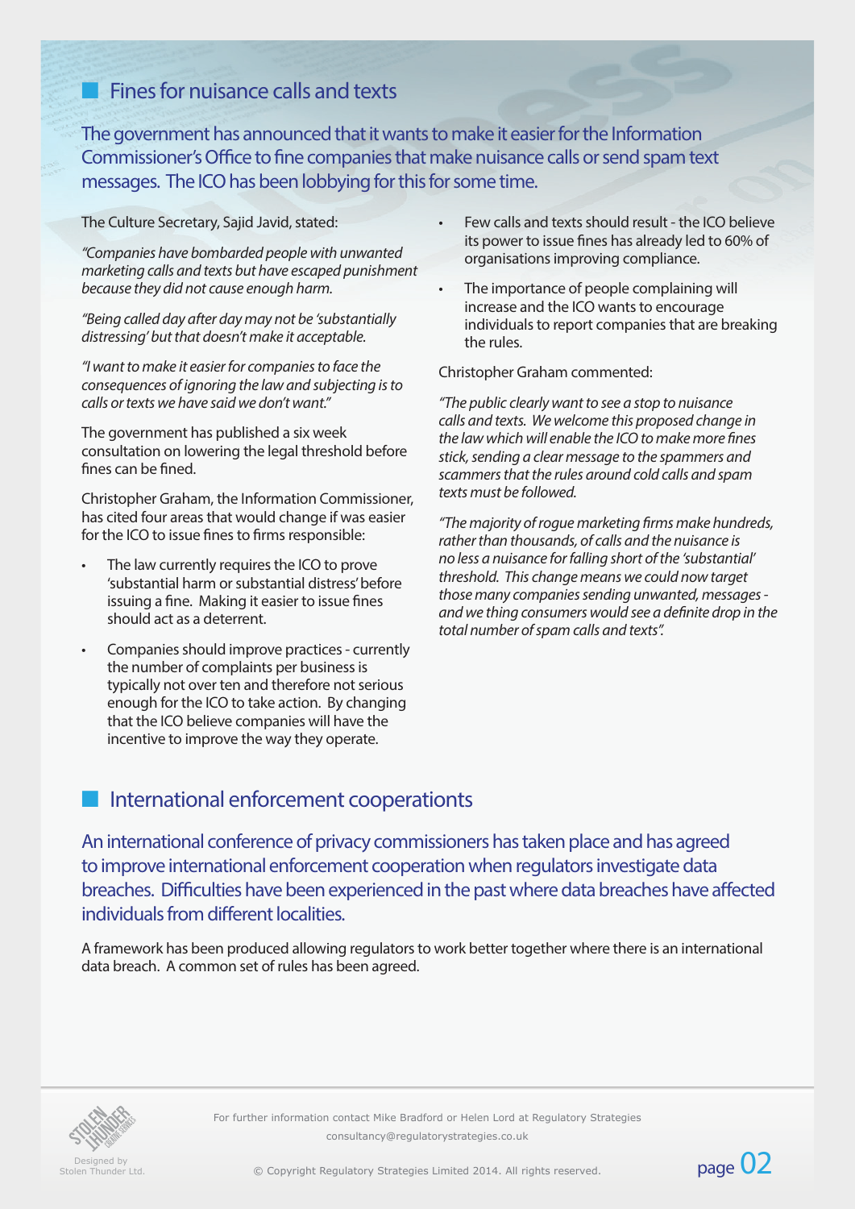## Fines for nuisance calls and texts

The government has announced that it wants to make it easier for the Information Commissioner's Office to fine companies that make nuisance calls or send spam text messages. The ICO has been lobbying for this for some time.

The Culture Secretary, Sajid Javid, stated:

*"Companies have bombarded people with unwanted marketing calls and texts but have escaped punishment because they did not cause enough harm.*

*"Being called day after day may not be 'substantially distressing' but that doesn't make it acceptable.*

*"I want to make it easier for companies to face the consequences of ignoring the law and subjecting is to calls or texts we have said we don't want."*

The government has published a six week consultation on lowering the legal threshold before fines can be fined.

Christopher Graham, the Information Commissioner, has cited four areas that would change if was easier for the ICO to issue fines to firms responsible:

- The law currently requires the ICO to prove 'substantial harm or substantial distress' before issuing a fine. Making it easier to issue fines should act as a deterrent.
- Companies should improve practices - currently the number of complaints per business is typically not over ten and therefore not serious enough for the ICO to take action. By changing that the ICO believe companies will have the incentive to improve the way they operate.
- Few calls and texts should result - the ICO believe its power to issue fines has already led to 60% of organisations improving compliance.
- The importance of people complaining will increase and the ICO wants to encourage individuals to report companies that are breaking the rules.

Christopher Graham commented:

*"The public clearly want to see a stop to nuisance calls and texts. We welcome this proposed change in the law which will enable the ICO to make more fines stick, sending a clear message to the spammers and scammers that the rules around cold calls and spam texts must be followed.*

*"The majority of rogue marketing firms make hundreds, rather than thousands, of calls and the nuisance is no less a nuisance for falling short of the 'substantial' threshold. This change means we could now target those many companies sending unwanted, messages - and we thing consumers would see a definite drop in the total number of spam calls and texts".*

## International enforcement cooperations

An international conference of privacy commissioners has taken place and has agreed to improve international enforcement cooperation when regulators investigate data breaches. Difficulties have been experienced in the past where data breaches have affected individuals from different localities.

A framework has been produced allowing regulators to work better together where there is an international data breach. A common set of rules has been agreed.

For further information contact Mike Bradford or Helen Lord at Regulatory Strategies
consultancy@regulatorystrategies.co.uk

© Copyright Regulatory Strategies Limited 2014. All rights reserved.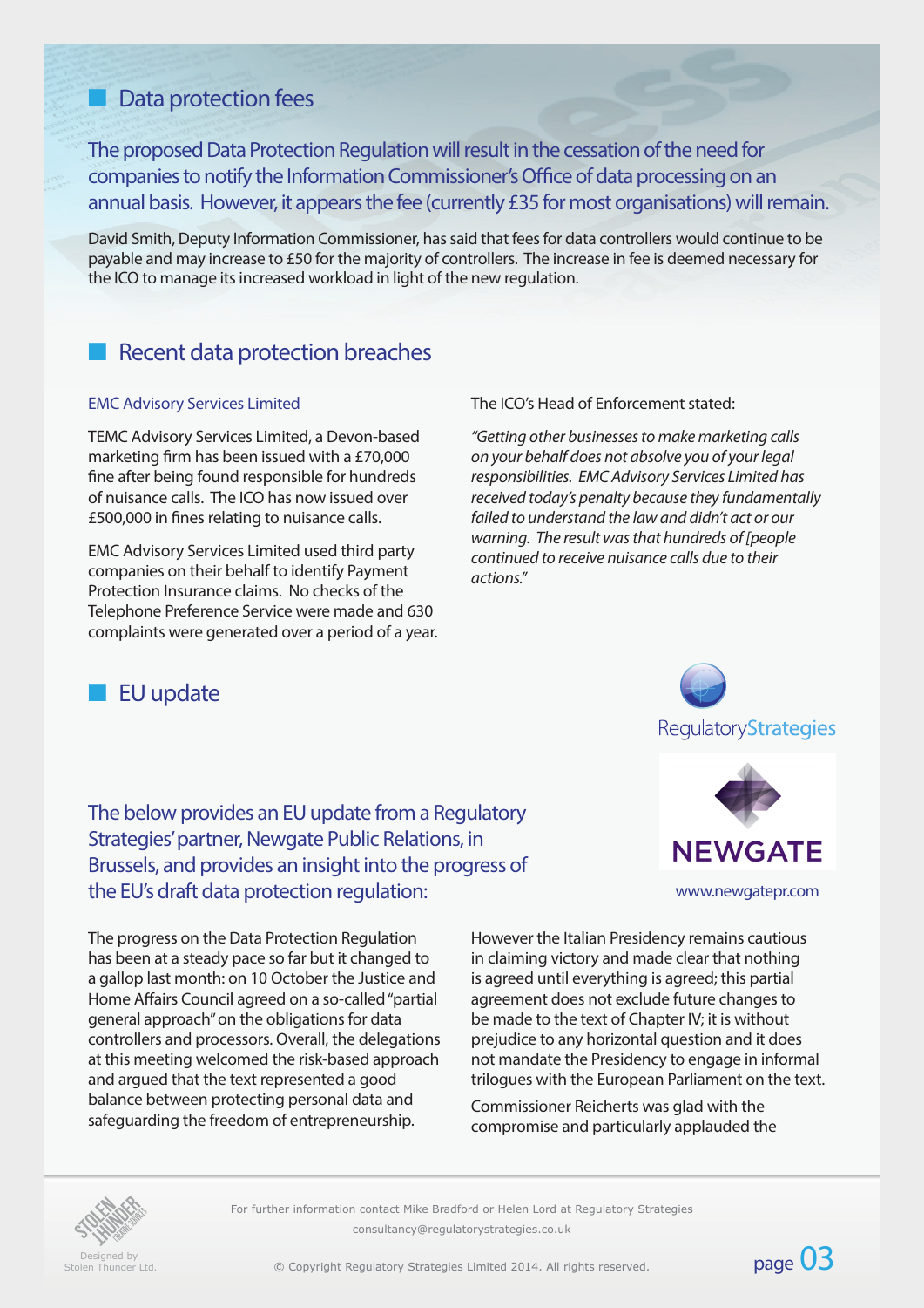## Data protection fees

The proposed Data Protection Regulation will result in the cessation of the need for companies to notify the Information Commissioner's Office of data processing on an annual basis. However, it appears the fee (currently £35 for most organisations) will remain.

David Smith, Deputy Information Commissioner, has said that fees for data controllers would continue to be payable and may increase to £50 for the majority of controllers. The increase in fee is deemed necessary for the ICO to manage its increased workload in light of the new regulation.

## Recent data protection breaches

### EMC Advisory Services Limited

TEMC Advisory Services Limited, a Devon-based marketing firm has been issued with a £70,000 fine after being found responsible for hundreds of nuisance calls. The ICO has now issued over £500,000 in fines relating to nuisance calls.

EMC Advisory Services Limited used third party companies on their behalf to identify Payment Protection Insurance claims. No checks of the Telephone Preference Service were made and 630 complaints were generated over a period of a year.

The ICO's Head of Enforcement stated:

*"Getting other businesses to make marketing calls on your behalf does not absolve you of your legal responsibilities. EMC Advisory Services Limited has received today's penalty because they fundamentally failed to understand the law and didn't act or our warning. The result was that hundreds of [people continued to receive nuisance calls due to their actions."*

## EU update

RegulatoryStrategies

NEWGATE

www.newgatepr.com

The below provides an EU update from a Regulatory Strategies' partner, Newgate Public Relations, in Brussels, and provides an insight into the progress of the EU's draft data protection regulation:

The progress on the Data Protection Regulation has been at a steady pace so far but it changed to a gallop last month: on 10 October the Justice and Home Affairs Council agreed on a so-called "partial general approach" on the obligations for data controllers and processors. Overall, the delegations at this meeting welcomed the risk-based approach and argued that the text represented a good balance between protecting personal data and safeguarding the freedom of entrepreneurship.

However the Italian Presidency remains cautious in claiming victory and made clear that nothing is agreed until everything is agreed; this partial agreement does not exclude future changes to be made to the text of Chapter IV; it is without prejudice to any horizontal question and it does not mandate the Presidency to engage in informal trilogues with the European Parliament on the text.

Commissioner Reicherts was glad with the compromise and particularly applauded the

For further information contact Mike Bradford or Helen Lord at Regulatory Strategies
consultancy@regulatorystrategies.co.uk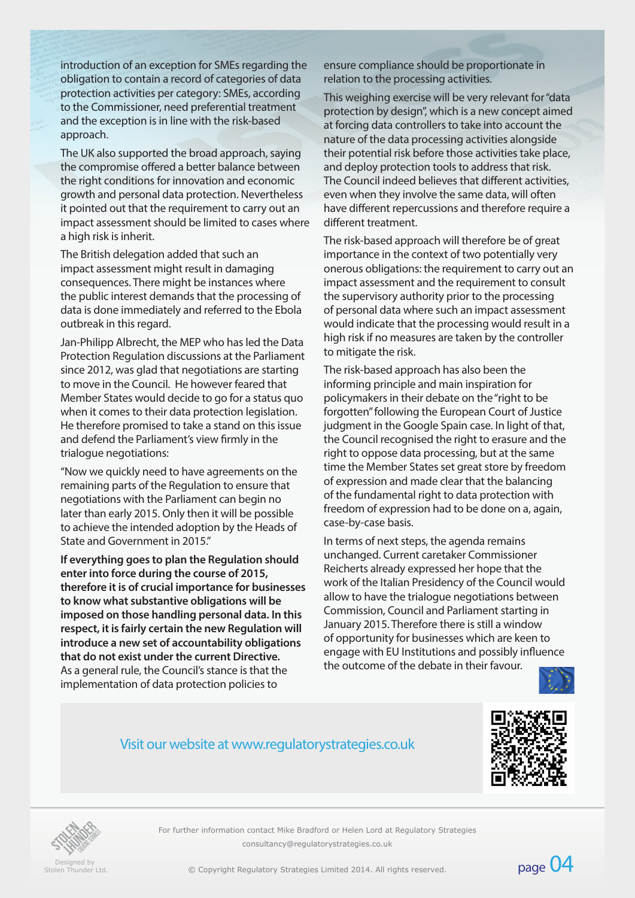introduction of an exception for SMEs regarding the obligation to contain a record of categories of data protection activities per category: SMEs, according to the Commissioner, need preferential treatment and the exception is in line with the risk-based approach.

The UK also supported the broad approach, saying the compromise offered a better balance between the right conditions for innovation and economic growth and personal data protection. Nevertheless it pointed out that the requirement to carry out an impact assessment should be limited to cases where a high risk is inherit.

The British delegation added that such an impact assessment might result in damaging consequences. There might be instances where the public interest demands that the processing of data is done immediately and referred to the Ebola outbreak in this regard.

Jan-Philipp Albrecht, the MEP who has led the Data Protection Regulation discussions at the Parliament since 2012, was glad that negotiations are starting to move in the Council. He however feared that Member States would decide to go for a status quo when it comes to their data protection legislation. He therefore promised to take a stand on this issue and defend the Parliament's view firmly in the trialogue negotiations:

"Now we quickly need to have agreements on the remaining parts of the Regulation to ensure that negotiations with the Parliament can begin no later than early 2015. Only then it will be possible to achieve the intended adoption by the Heads of State and Government in 2015."

**If everything goes to plan the Regulation should enter into force during the course of 2015, therefore it is of crucial importance for businesses to know what substantive obligations will be imposed on those handling personal data. In this respect, it is fairly certain the new Regulation will introduce a new set of accountability obligations that do not exist under the current Directive.**

As a general rule, the Council's stance is that the implementation of data protection policies to ensure compliance should be proportionate in relation to the processing activities.

This weighing exercise will be very relevant for "data protection by design", which is a new concept aimed at forcing data controllers to take into account the nature of the data processing activities alongside their potential risk before those activities take place, and deploy protection tools to address that risk. The Council indeed believes that different activities, even when they involve the same data, will often have different repercussions and therefore require a different treatment.

The risk-based approach will therefore be of great importance in the context of two potentially very onerous obligations: the requirement to carry out an impact assessment and the requirement to consult the supervisory authority prior to the processing of personal data where such an impact assessment would indicate that the processing would result in a high risk if no measures are taken by the controller to mitigate the risk.

The risk-based approach has also been the informing principle and main inspiration for policymakers in their debate on the "right to be forgotten" following the European Court of Justice judgment in the Google Spain case. In light of that, the Council recognised the right to erasure and the right to oppose data processing, but at the same time the Member States set great store by freedom of expression and made clear that the balancing of the fundamental right to data protection with freedom of expression had to be done on a, again, case-by-case basis.

In terms of next steps, the agenda remains unchanged. Current caretaker Commissioner Reicherts already expressed her hope that the work of the Italian Presidency of the Council would allow to have the trialogue negotiations between Commission, Council and Parliament starting in January 2015. Therefore there is still a window of opportunity for businesses which are keen to engage with EU Institutions and possibly influence the outcome of the debate in their favour.

Visit our website at www.regulatorystrategies.co.uk

Designed by Stolen Thunder Ltd.

For further information contact Mike Bradford or Helen Lord at Regulatory Strategies
consultancy@regulatorystrategies.co.uk

© Copyright Regulatory Strategies Limited 2014. All rights reserved.